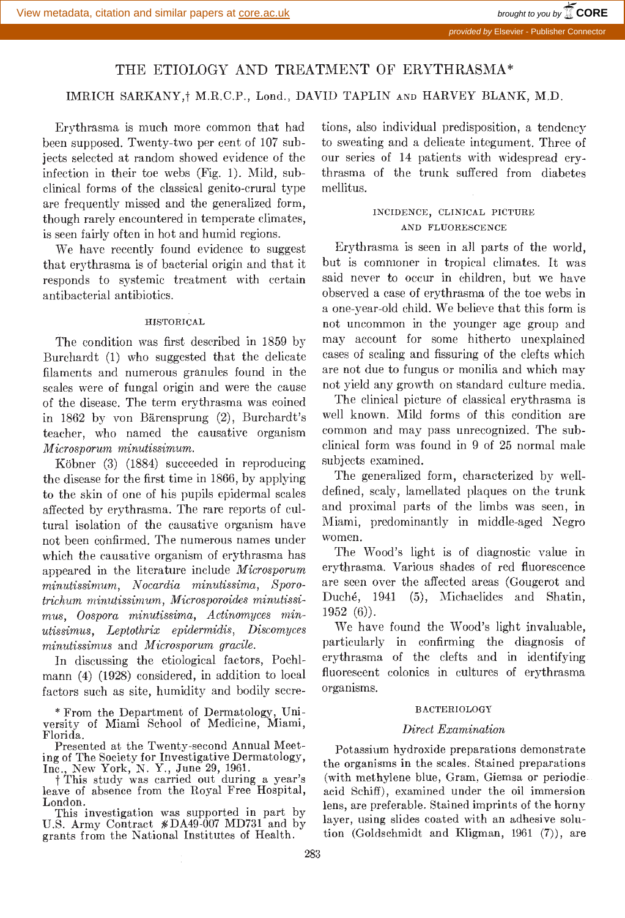# THE ETIOLOGY AND TREATMENT OF ERYTHRASMA*

IMRICH SARKANY,† M.R.C.P., Lond., DAVID TAPLIN AND HARVEY BLANK, M.D.

Erythrasma is much more common that had been supposed. Twenty-two per cent of 107 subjects selected at random showed evidence of the infection in their toe webs (Fig. 1). Mild, subclinical forms of the classical genito-crural type are frequently missed and the generalized form, though rarely encountered in temperate climates, is seen fairly often in hot and humid regions.

We have recently found evidence to suggest that erythrasma is of bacterial origin and that it responds to systemic treatment with certain antibacterial antibiotics.

## HISTORICAL

The condition was first described in 1859 by Burchardt (1) who suggested that the delicate filaments and numerous granules found in the scales were of fungal origin and were the cause of the disease. The term erythrasma was coined in 1862 by von Bärensprung (2), Burchardt's teacher, who named the causative organism *Microsporum minutissimum*.

Köbner (3) (1884) succeeded in reproducing the disease for the first time in 1866, by applying to the skin of one of his pupils epidermal scales affected by erythrasma. The rare reports of cultural isolation of the causative organism have not been confirmed. The numerous names under which the causative organism of erythrasma has appeared in the literature include *Microsporum minutissimum*, *Nocardia minutissima*, *Sporotrichum minutissimum*, *Microsporoides minutissimus*, *Oospora minutissima*, *Actinomyces minutissimus*, *Leptothrix epidermidis*, *Discomyces minutissimus* and *Microsporum gracile*.

In discussing the etiological factors, Poehlmann (4) (1928) considered, in addition to local factors such as site, humidity and bodily secretions, also individual predisposition, a tendency to sweating and a delicate integument. Three of our series of 14 patients with widespread erythrasma of the trunk suffered from diabetes mellitus.

## INCIDENCE, CLINICAL PICTURE AND FLUORESCENCE

Erythrasma is seen in all parts of the world, but is commoner in tropical climates. It was said never to occur in children, but we have observed a case of erythrasma of the toe webs in a one-year-old child. We believe that this form is not uncommon in the younger age group and may account for some hitherto unexplained cases of scaling and fissuring of the clefts which are not due to fungus or monilia and which may not yield any growth on standard culture media.

The clinical picture of classical erythrasma is well known. Mild forms of this condition are common and may pass unrecognized. The subclinical form was found in 9 of 25 normal male subjects examined.

The generalized form, characterized by well-defined, scaly, lamellated plaques on the trunk and proximal parts of the limbs was seen, in Miami, predominantly in middle-aged Negro women.

The Wood's light is of diagnostic value in erythrasma. Various shades of red fluorescence are seen over the affected areas (Gougerot and Duché, 1941 (5), Michaelides and Shatin, 1952 (6)).

We have found the Wood's light invaluable, particularly in confirming the diagnosis of erythrasma of the clefts and in identifying fluorescent colonies in cultures of erythrasma organisms.

## BACTERIOLOGY

### *Direct Examination*

Potassium hydroxide preparations demonstrate the organisms in the scales. Stained preparations (with methylene blue, Gram, Giemsa or periodic acid Schiff), examined under the oil immersion lens, are preferable. Stained imprints of the horny layer, using slides coated with an adhesive solution (Goldschmidt and Kligman, 1961 (7)), are

---

* From the Department of Dermatology, University of Miami School of Medicine, Miami, Florida.

Presented at the Twenty-second Annual Meeting of The Society for Investigative Dermatology, Inc., New York, N. Y., June 29, 1961.

† This study was carried out during a year's leave of absence from the Royal Free Hospital, London.

This investigation was supported in part by U.S. Army Contract #DA49-007 MD731 and by grants from the National Institutes of Health.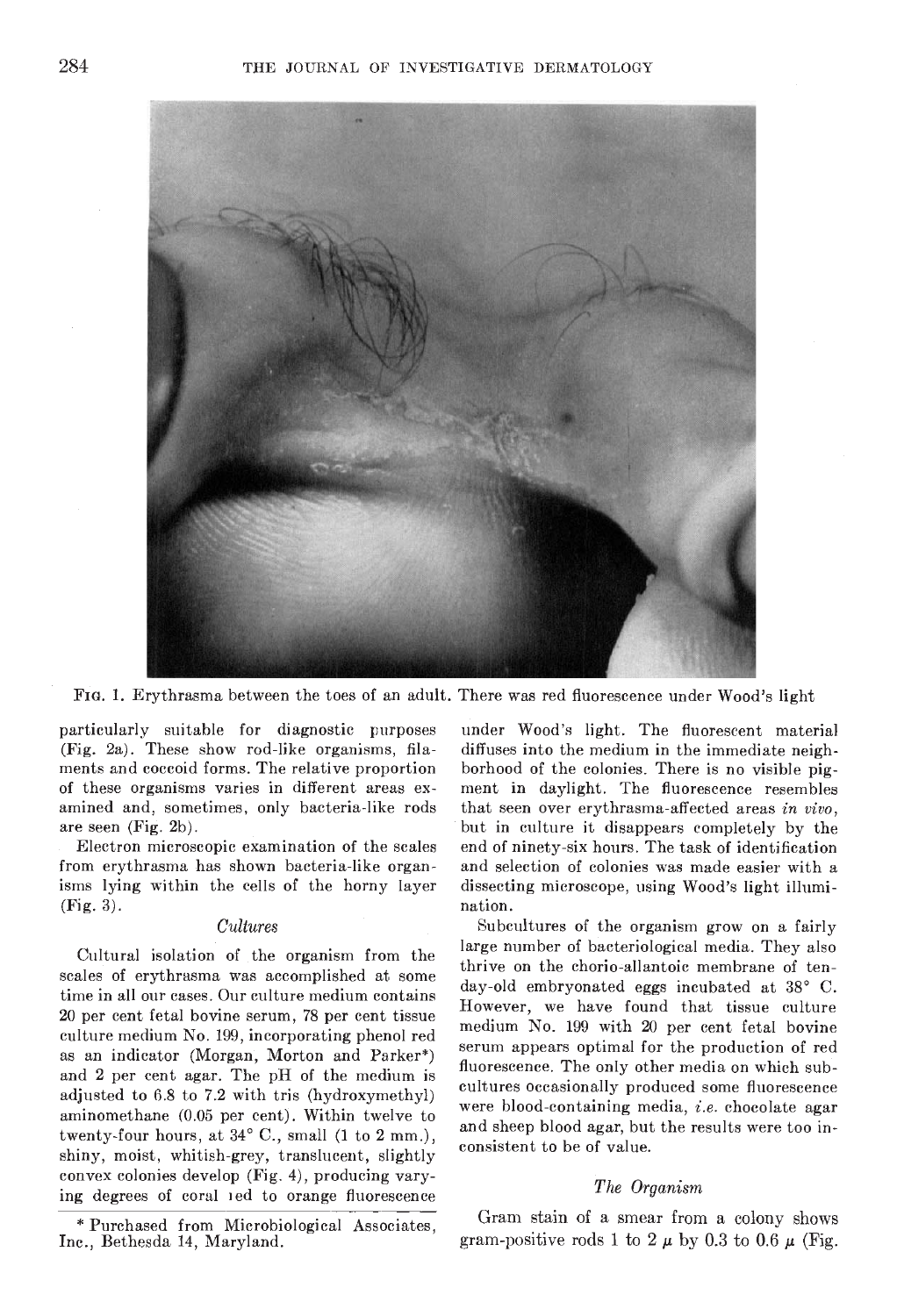FIG. 1. Erythrasma between the toes of an adult. There was red fluorescence under Wood's light

particularly suitable for diagnostic purposes (Fig. 2a). These show rod-like organisms, filaments and coccoid forms. The relative proportion of these organisms varies in different areas examined and, sometimes, only bacteria-like rods are seen (Fig. 2b).

Electron microscopic examination of the scales from erythrasma has shown bacteria-like organisms lying within the cells of the horny layer (Fig. 3).

### *Cultures*

Cultural isolation of the organism from the scales of erythrasma was accomplished at some time in all our cases. Our culture medium contains 20 per cent fetal bovine serum, 78 per cent tissue culture medium No. 199, incorporating phenol red as an indicator (Morgan, Morton and Parker*) and 2 per cent agar. The pH of the medium is adjusted to 6.8 to 7.2 with tris (hydroxymethyl) aminomethane (0.05 per cent). Within twelve to twenty-four hours, at 34° C., small (1 to 2 mm.), shiny, moist, whitish-grey, translucent, slightly convex colonies develop (Fig. 4), producing varying degrees of coral red to orange fluorescence under Wood's light. The fluorescent material diffuses into the medium in the immediate neighborhood of the colonies. There is no visible pigment in daylight. The fluorescence resembles that seen over erythrasma-affected areas *in vivo*, but in culture it disappears completely by the end of ninety-six hours. The task of identification and selection of colonies was made easier with a dissecting microscope, using Wood's light illumination.

Subcultures of the organism grow on a fairly large number of bacteriological media. They also thrive on the chorio-allantoic membrane of ten-day-old embryonated eggs incubated at 38° C. However, we have found that tissue culture medium No. 199 with 20 per cent fetal bovine serum appears optimal for the production of red fluorescence. The only other media on which subcultures occasionally produced some fluorescence were blood-containing media, *i.e.* chocolate agar and sheep blood agar, but the results were too inconsistent to be of value.

### *The Organism*

Gram stain of a smear from a colony shows gram-positive rods 1 to 2 $\mu$ by 0.3 to 0.6 $\mu$ (Fig.

\* Purchased from Microbiological Associates, Inc., Bethesda 14, Maryland.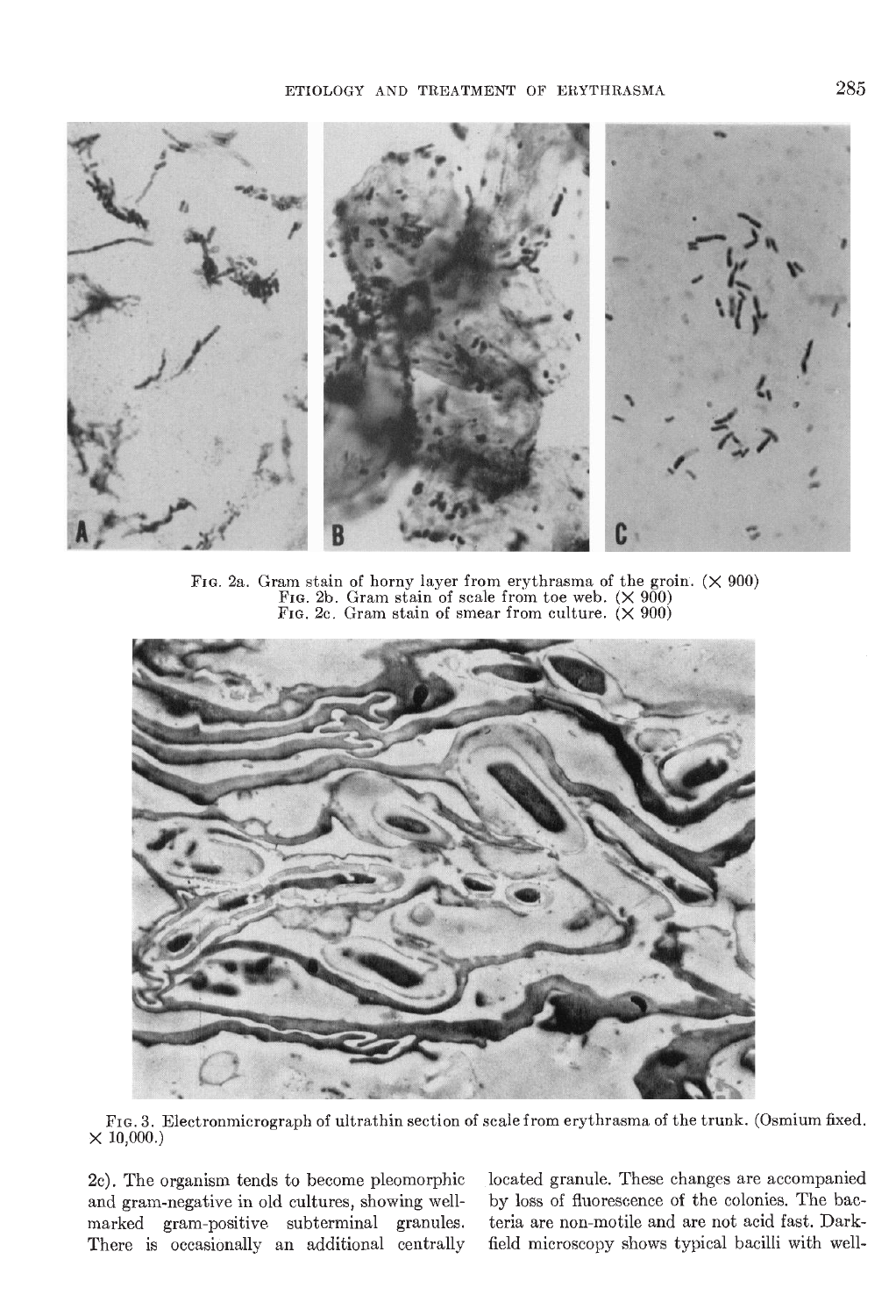Fig. 2a. Gram stain of horny layer from erythrasma of the groin. (× 900)
Fig. 2b. Gram stain of scale from toe web. (× 900)
Fig. 2c. Gram stain of smear from culture. (× 900)

Fig. 3. Electronmicrograph of ultrathin section of scale from erythrasma of the trunk. (Osmium fixed. × 10,000.)

2c). The organism tends to become pleomorphic and gram-negative in old cultures, showing well-marked gram-positive subterminal granules. There is occasionally an additional centrally located granule. These changes are accompanied by loss of fluorescence of the colonies. The bacteria are non-motile and are not acid fast. Dark-field microscopy shows typical bacilli with well-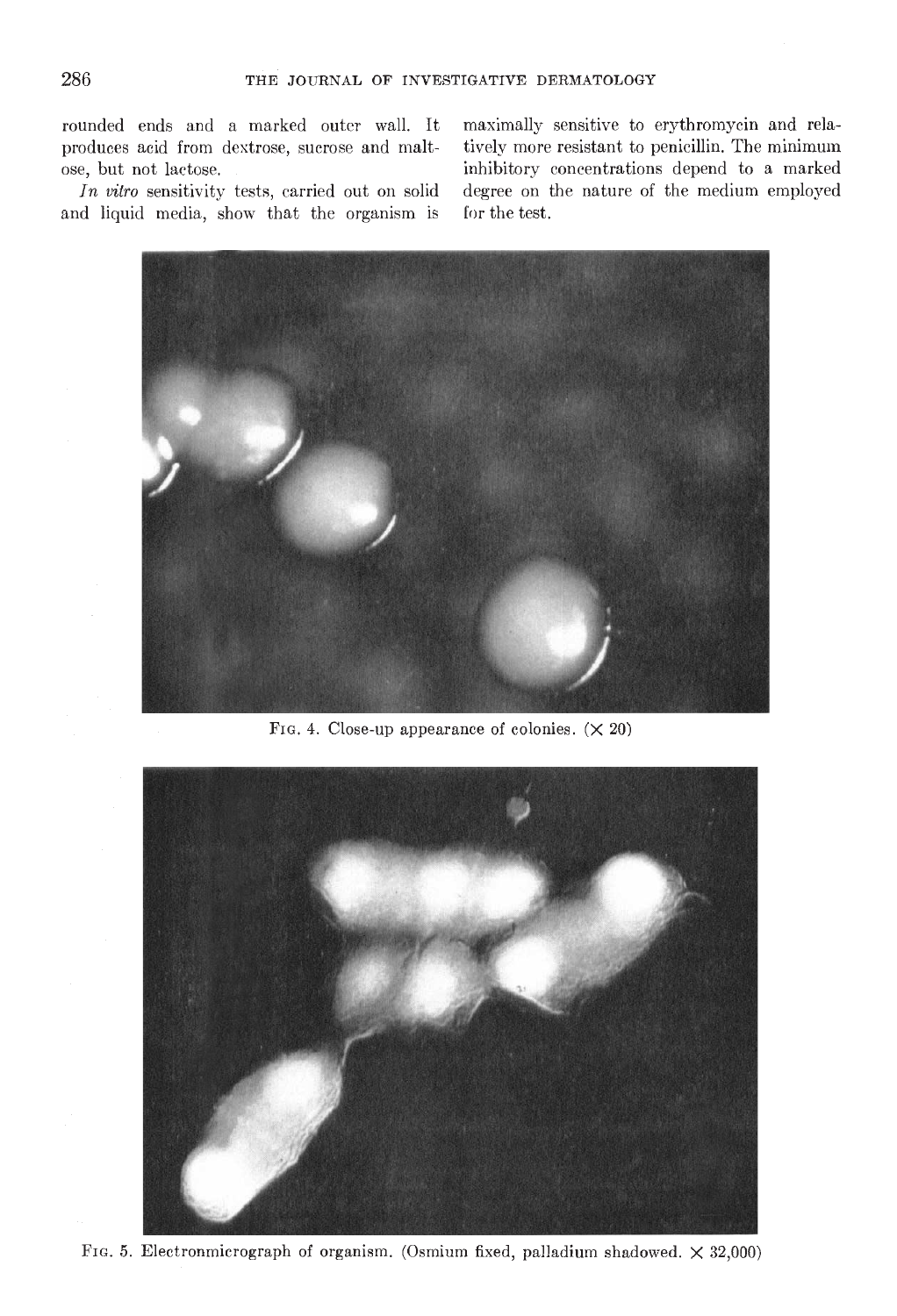rounded ends and a marked outer wall. It produces acid from dextrose, sucrose and maltose, but not lactose.

*In vitro* sensitivity tests, carried out on solid and liquid media, show that the organism is maximally sensitive to erythromycin and relatively more resistant to penicillin. The minimum inhibitory concentrations depend to a marked degree on the nature of the medium employed for the test.

FIG. 4. Close-up appearance of colonies. (× 20)

FIG. 5. Electronmicrograph of organism. (Osmium fixed, palladium shadowed. × 32,000)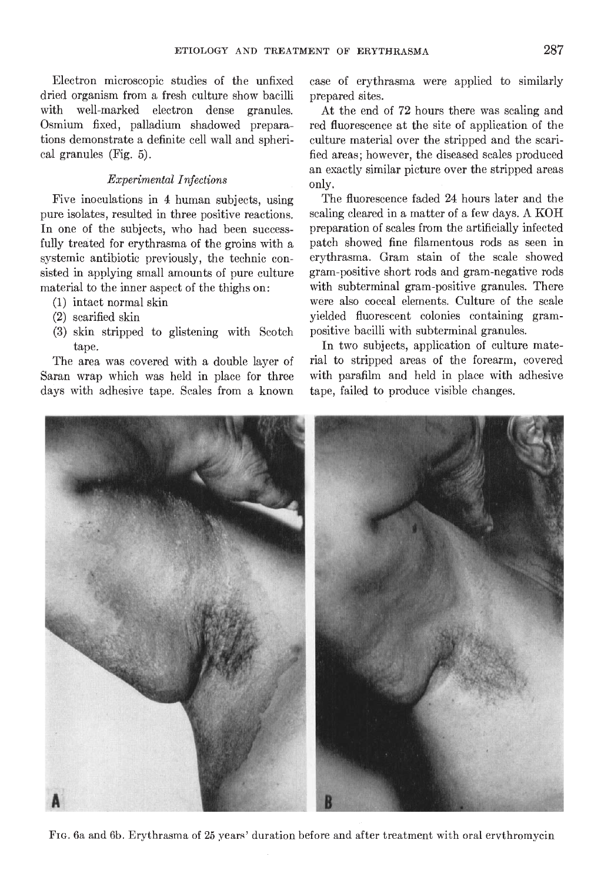Electron microscopic studies of the unfixed dried organism from a fresh culture show bacilli with well-marked electron dense granules. Osmium fixed, palladium shadowed preparations demonstrate a definite cell wall and spherical granules (Fig. 5).

### *Experimental Infections*

Five inoculations in 4 human subjects, using pure isolates, resulted in three positive reactions. In one of the subjects, who had been successfully treated for erythrasma of the groins with a systemic antibiotic previously, the technic consisted in applying small amounts of pure culture material to the inner aspect of the thighs on:

(1) intact normal skin
(2) scarified skin
(3) skin stripped to glistening with Scotch tape.

The area was covered with a double layer of Saran wrap which was held in place for three days with adhesive tape. Scales from a known case of erythrasma were applied to similarly prepared sites.

At the end of 72 hours there was scaling and red fluorescence at the site of application of the culture material over the stripped and the scarified areas; however, the diseased scales produced an exactly similar picture over the stripped areas only.

The fluorescence faded 24 hours later and the scaling cleared in a matter of a few days. A KOH preparation of scales from the artificially infected patch showed fine filamentous rods as seen in erythrasma. Gram stain of the scale showed gram-positive short rods and gram-negative rods with subterminal gram-positive granules. There were also coccal elements. Culture of the scale yielded fluorescent colonies containing gram-positive bacilli with subterminal granules.

In two subjects, application of culture material to stripped areas of the forearm, covered with parafilm and held in place with adhesive tape, failed to produce visible changes.

FIG. 6a and 6b. Erythrasma of 25 years' duration before and after treatment with oral erythromycin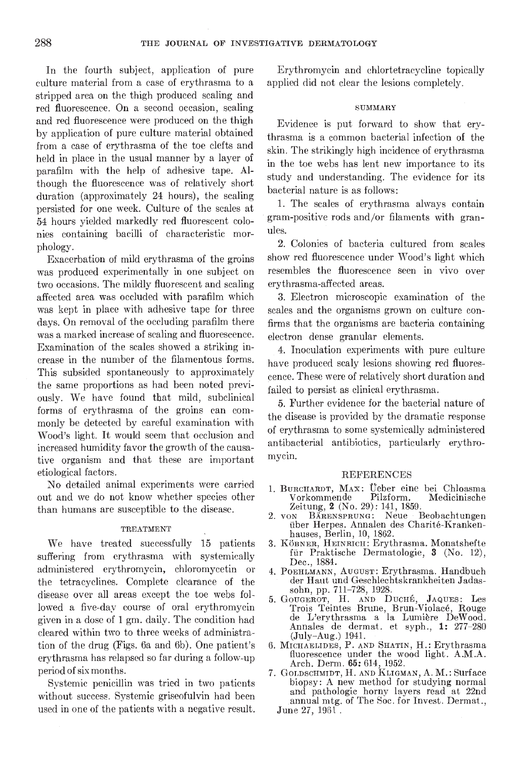In the fourth subject, application of pure culture material from a case of erythrasma to a stripped area on the thigh produced scaling and red fluorescence. On a second occasion, scaling and red fluorescence were produced on the thigh by application of pure culture material obtained from a case of erythrasma of the toe clefts and held in place in the usual manner by a layer of parafilm with the help of adhesive tape. Although the fluorescence was of relatively short duration (approximately 24 hours), the scaling persisted for one week. Culture of the scales at 54 hours yielded markedly red fluorescent colonies containing bacilli of characteristic morphology.

Exacerbation of mild erythrasma of the groins was produced experimentally in one subject on two occasions. The mildly fluorescent and scaling affected area was occluded with parafilm which was kept in place with adhesive tape for three days. On removal of the occluding parafilm there was a marked increase of scaling and fluorescence. Examination of the scales showed a striking increase in the number of the filamentous forms. This subsided spontaneously to approximately the same proportions as had been noted previously. We have found that mild, subclinical forms of erythrasma of the groins can commonly be detected by careful examination with Wood's light. It would seem that occlusion and increased humidity favor the growth of the causative organism and that these are important etiological factors.

No detailed animal experiments were carried out and we do not know whether species other than humans are susceptible to the disease.

## TREATMENT

We have treated successfully 15 patients suffering from erythrasma with systemically administered erythromycin, chloromycetin or the tetracyclines. Complete clearance of the disease over all areas except the toe webs followed a five-day course of oral erythromycin given in a dose of 1 gm. daily. The condition had cleared within two to three weeks of administration of the drug (Figs. 6a and 6b). One patient's erythrasma has relapsed so far during a follow-up period of six months.

Systemic penicillin was tried in two patients without success. Systemic griseofulvin had been used in one of the patients with a negative result. Erythromycin and chlortetracycline topically applied did not clear the lesions completely.

## SUMMARY

Evidence is put forward to show that erythrasma is a common bacterial infection of the skin. The strikingly high incidence of erythrasma in the toe webs has lent new importance to its study and understanding. The evidence for its bacterial nature is as follows:

1. The scales of erythrasma always contain gram-positive rods and/or filaments with granules.
2. Colonies of bacteria cultured from scales show red fluorescence under Wood's light which resembles the fluorescence seen in vivo over erythrasma-affected areas.
3. Electron microscopic examination of the scales and the organisms grown on culture confirms that the organisms are bacteria containing electron dense granular elements.
4. Inoculation experiments with pure culture have produced scaly lesions showing red fluorescence. These were of relatively short duration and failed to persist as clinical erythrasma.
5. Further evidence for the bacterial nature of the disease is provided by the dramatic response of erythrasma to some systemically administered antibacterial antibiotics, particularly erythromycin.

## REFERENCES

1. Burchardt, Max: Ueber eine bei Chloasma Vorkommende Pilzform. Medicinische Zeitung, **2** (No. 29): 141, 1859.
2. von Bärensprung: Neue Beobachtungen über Herpes. Annalen des Charité-Krankenhauses, Berlin, 10, 1862.
3. Köbner, Heinrich: Erythrasma. Monatshefte für Praktische Dermatologie, **3** (No. 12), Dec., 1884.
4. Poehlmann, August: Erythrasma. Handbuch der Haut und Geschlechtskrankheiten Jadassohn, pp. 711–728, 1928.
5. Gougerot, H. and Duché, Jaques: Les Trois Teintes Brune, Brun-Violacé, Rouge de L'erythrasma a la Lumière DeWood. Annales de dermat. et syph., **1:** 277–280 (July–Aug.) 1941.
6. Michaelides, P. and Shatin, H.: Erythrasma fluorescence under the wood light. A.M.A. Arch. Derm. **65:** 614, 1952.
7. Goldschmidt, H. and Kligman, A. M.: Surface biopsy: A new method for studying normal and pathologic horny layers read at 22nd annual mtg. of The Soc. for Invest. Dermat., June 27, 1961.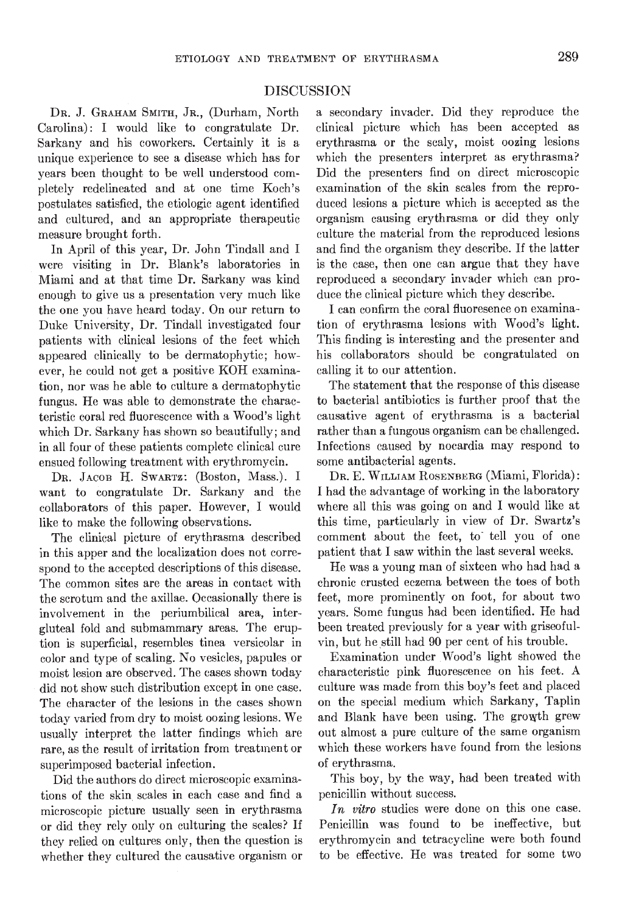## DISCUSSION

DR. J. GRAHAM SMITH, JR., (Durham, North Carolina): I would like to congratulate Dr. Sarkany and his coworkers. Certainly it is a unique experience to see a disease which has for years been thought to be well understood completely redelineated and at one time Koch's postulates satisfied, the etiologic agent identified and cultured, and an appropriate therapeutic measure brought forth.

In April of this year, Dr. John Tindall and I were visiting in Dr. Blank's laboratories in Miami and at that time Dr. Sarkany was kind enough to give us a presentation very much like the one you have heard today. On our return to Duke University, Dr. Tindall investigated four patients with clinical lesions of the feet which appeared clinically to be dermatophytic; however, he could not get a positive KOH examination, nor was he able to culture a dermatophytic fungus. He was able to demonstrate the characteristic coral red fluorescence with a Wood's light which Dr. Sarkany has shown so beautifully; and in all four of these patients complete clinical cure ensued following treatment with erythromycin.

DR. JACOB H. SWARTZ: (Boston, Mass.). I want to congratulate Dr. Sarkany and the collaborators of this paper. However, I would like to make the following observations.

The clinical picture of erythrasma described in this apper and the localization does not correspond to the accepted descriptions of this disease. The common sites are the areas in contact with the scrotum and the axillae. Occasionally there is involvement in the periumbilical area, intergluteal fold and submammary areas. The eruption is superficial, resembles tinea versicolar in color and type of scaling. No vesicles, papules or moist lesion are observed. The cases shown today did not show such distribution except in one case. The character of the lesions in the cases shown today varied from dry to moist oozing lesions. We usually interpret the latter findings which are rare, as the result of irritation from treatment or superimposed bacterial infection.

Did the authors do direct microscopic examinations of the skin scales in each case and find a microscopic picture usually seen in erythrasma or did they rely only on culturing the scales? If they relied on cultures only, then the question is whether they cultured the causative organism or a secondary invader. Did they reproduce the clinical picture which has been accepted as erythrasma or the scaly, moist oozing lesions which the presenters interpret as erythrasma? Did the presenters find on direct microscopic examination of the skin scales from the reproduced lesions a picture which is accepted as the organism causing erythrasma or did they only culture the material from the reproduced lesions and find the organism they describe. If the latter is the case, then one can argue that they have reproduced a secondary invader which can produce the clinical picture which they describe.

I can confirm the coral fluoresence on examination of erythrasma lesions with Wood's light. This finding is interesting and the presenter and his collaborators should be congratulated on calling it to our attention.

The statement that the response of this disease to bacterial antibiotics is further proof that the causative agent of erythrasma is a bacterial rather than a fungous organism can be challenged. Infections caused by nocardia may respond to some antibacterial agents.

DR. E. WILLIAM ROSENBERG (Miami, Florida): I had the advantage of working in the laboratory where all this was going on and I would like at this time, particularly in view of Dr. Swartz's comment about the feet, to tell you of one patient that I saw within the last several weeks.

He was a young man of sixteen who had had a chronic crusted eczema between the toes of both feet, more prominently on foot, for about two years. Some fungus had been identified. He had been treated previously for a year with griseofulvin, but he still had 90 per cent of his trouble.

Examination under Wood's light showed the characteristic pink fluorescence on his feet. A culture was made from this boy's feet and placed on the special medium which Sarkany, Taplin and Blank have been using. The growth grew out almost a pure culture of the same organism which these workers have found from the lesions of erythrasma.

This boy, by the way, had been treated with penicillin without success.

*In vitro* studies were done on this one case. Penicillin was found to be ineffective, but erythromycin and tetracycline were both found to be effective. He was treated for some two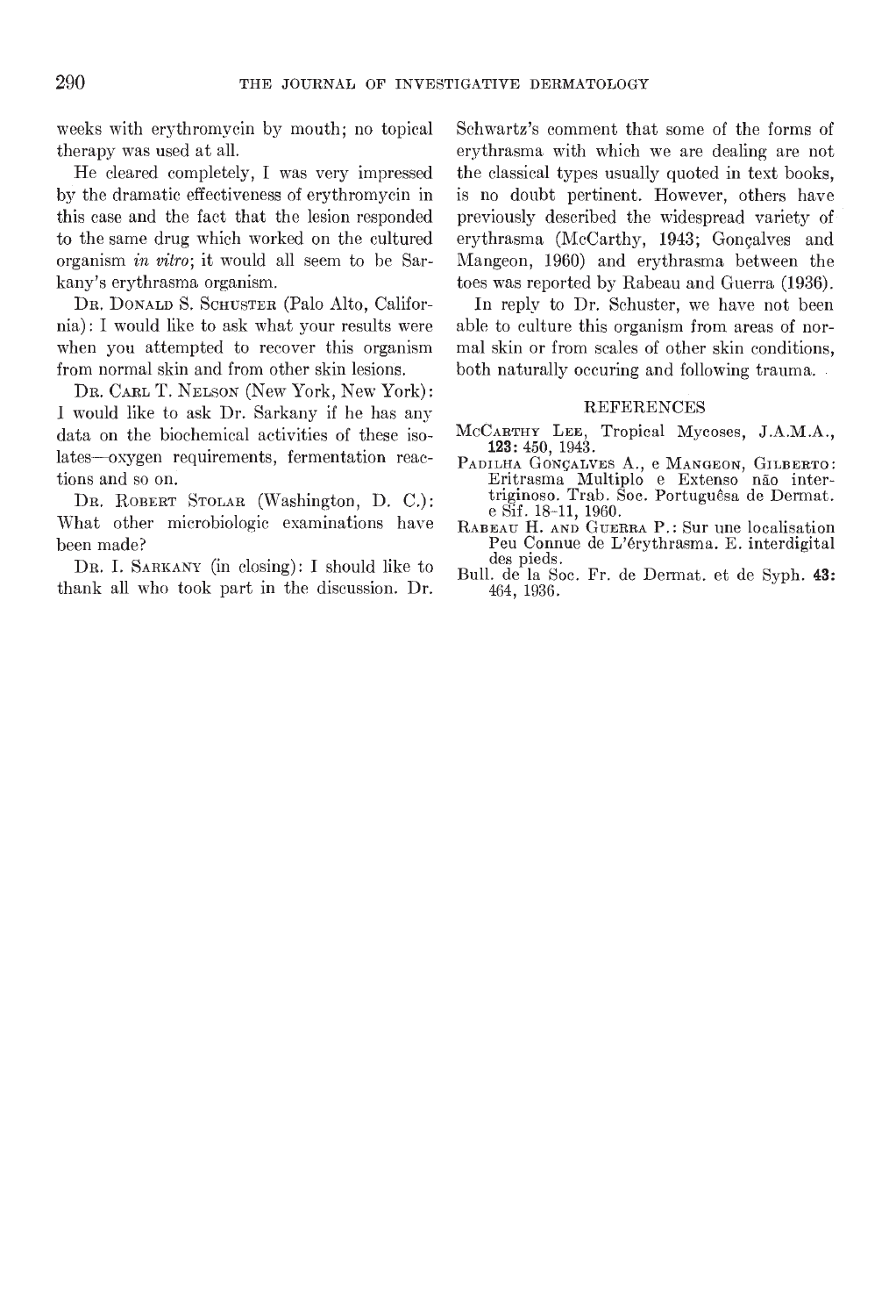weeks with erythromycin by mouth; no topical therapy was used at all.

He cleared completely, I was very impressed by the dramatic effectiveness of erythromycin in this case and the fact that the lesion responded to the same drug which worked on the cultured organism *in vitro*; it would all seem to be Sarkany's erythrasma organism.

DR. DONALD S. SCHUSTER (Palo Alto, California): I would like to ask what your results were when you attempted to recover this organism from normal skin and from other skin lesions.

DR. CARL T. NELSON (New York, New York): I would like to ask Dr. Sarkany if he has any data on the biochemical activities of these isolates—oxygen requirements, fermentation reactions and so on.

DR. ROBERT STOLAR (Washington, D. C.): What other microbiologic examinations have been made?

DR. I. SARKANY (in closing): I should like to thank all who took part in the discussion. Dr. Schwartz's comment that some of the forms of erythrasma with which we are dealing are not the classical types usually quoted in text books, is no doubt pertinent. However, others have previously described the widespread variety of erythrasma (McCarthy, 1943; Gonçalves and Mangeon, 1960) and erythrasma between the toes was reported by Rabeau and Guerra (1936).

In reply to Dr. Schuster, we have not been able to culture this organism from areas of normal skin or from scales of other skin conditions, both naturally occuring and following trauma.

## REFERENCES

McCARTHY LEE, Tropical Mycoses, J.A.M.A., **123:** 450, 1943.

PADILHA GONÇALVES A., e MANGEON, GILBERTO: Eritrasma Multiplo e Extenso não intertriginoso. Trab. Soc. Portuguêsa de Dermat. e Sif. 18-11, 1960.

RABEAU H. AND GUERRA P.: Sur une localisation Peu Connue de L'érythrasma. E. interdigital des pieds. Bull. de la Soc. Fr. de Dermat. et de Syph. **43:** 464, 1936.